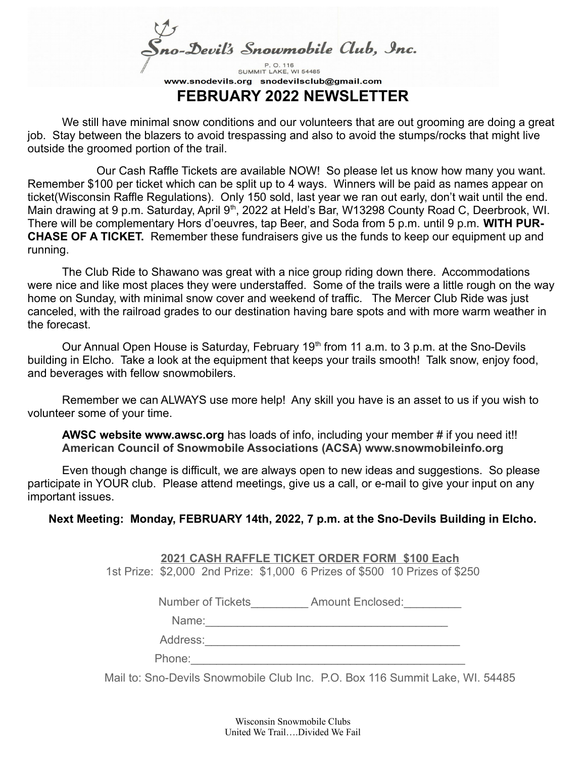Sno-Devil's Snowmobile Club, Inc.

P. O. 116
SUMMIT LAKE, WI 54485

www.snodevils.org snodevilsclub@gmail.com

# FEBRUARY 2022 NEWSLETTER

We still have minimal snow conditions and our volunteers that are out grooming are doing a great job. Stay between the blazers to avoid trespassing and also to avoid the stumps/rocks that might live outside the groomed portion of the trail.

Our Cash Raffle Tickets are available NOW! So please let us know how many you want. Remember $100 per ticket which can be split up to 4 ways. Winners will be paid as names appear on ticket(Wisconsin Raffle Regulations). Only 150 sold, last year we ran out early, don't wait until the end. Main drawing at 9 p.m. Saturday, April 9th, 2022 at Held's Bar, W13298 County Road C, Deerbrook, WI. There will be complementary Hors d'oeuvres, tap Beer, and Soda from 5 p.m. until 9 p.m. **WITH PURCHASE OF A TICKET.** Remember these fundraisers give us the funds to keep our equipment up and running.

The Club Ride to Shawano was great with a nice group riding down there. Accommodations were nice and like most places they were understaffed. Some of the trails were a little rough on the way home on Sunday, with minimal snow cover and weekend of traffic. The Mercer Club Ride was just canceled, with the railroad grades to our destination having bare spots and with more warm weather in the forecast.

Our Annual Open House is Saturday, February 19th from 11 a.m. to 3 p.m. at the Sno-Devils building in Elcho. Take a look at the equipment that keeps your trails smooth! Talk snow, enjoy food, and beverages with fellow snowmobilers.

Remember we can ALWAYS use more help! Any skill you have is an asset to us if you wish to volunteer some of your time.

**AWSC website www.awsc.org** has loads of info, including your member # if you need it!!
**American Council of Snowmobile Associations (ACSA) www.snowmobileinfo.org**

Even though change is difficult, we are always open to new ideas and suggestions. So please participate in YOUR club. Please attend meetings, give us a call, or e-mail to give your input on any important issues.

**Next Meeting: Monday, FEBRUARY 14th, 2022, 7 p.m. at the Sno-Devils Building in Elcho.**

**2021 CASH RAFFLE TICKET ORDER FORM $100 Each**

1st Prize: $2,000 2nd Prize: $1,000 6 Prizes of $500 10 Prizes of $250

Number of Tickets_________ Amount Enclosed:_________

Name:______________________________________

Address:_________________________________________

Phone:___________________________________________

Mail to: Sno-Devils Snowmobile Club Inc. P.O. Box 116 Summit Lake, WI. 54485

Wisconsin Snowmobile Clubs
United We Trail….Divided We Fail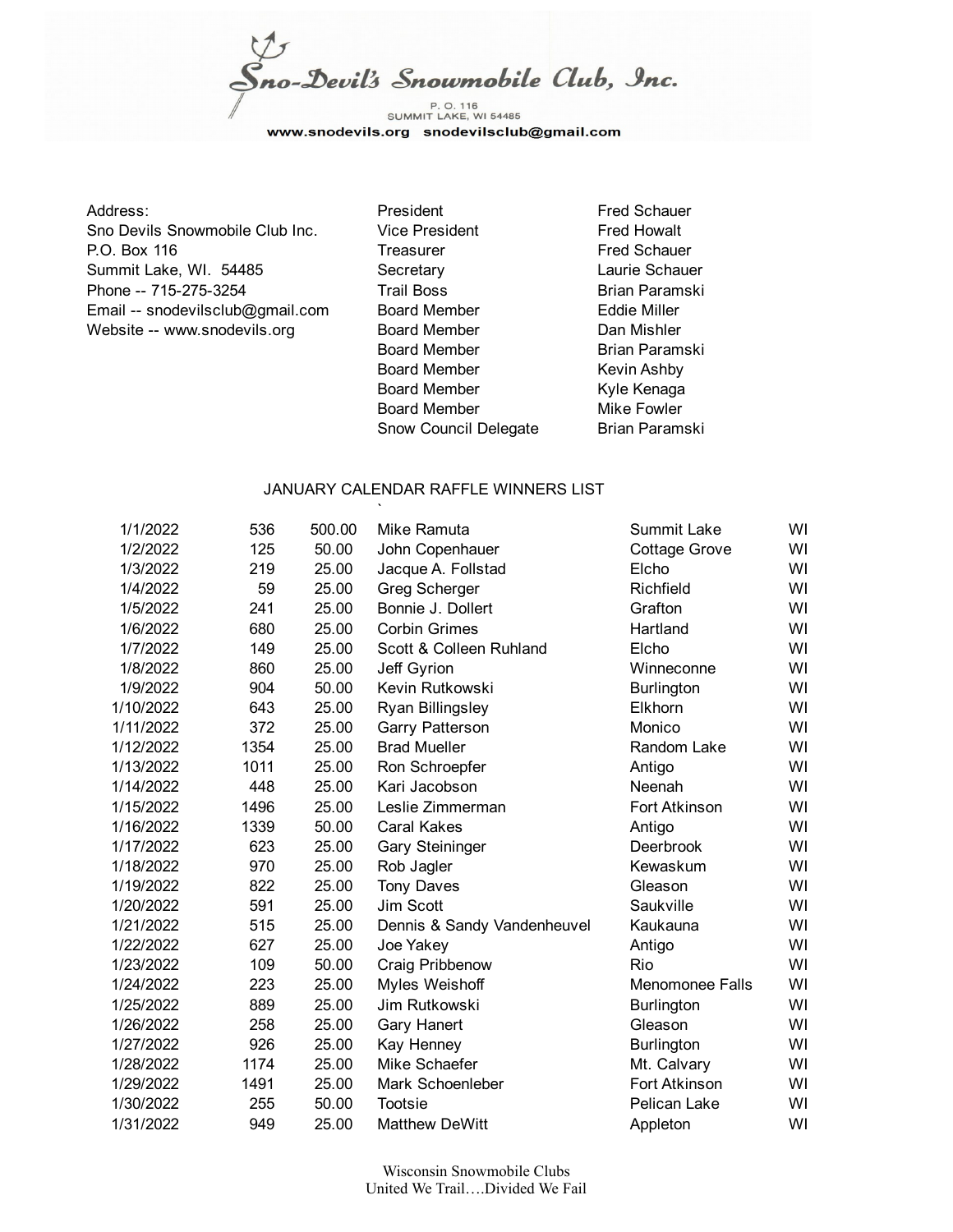# Sno-Devil's Snowmobile Club, Inc.

P. O. 116
SUMMIT LAKE, WI 54485
www.snodevils.org snodevilsclub@gmail.com

Address:
Sno Devils Snowmobile Club Inc.
P.O. Box 116
Summit Lake, WI. 54485
Phone -- 715-275-3254
Email -- snodevilsclub@gmail.com
Website -- www.snodevils.org

| | |
|---|---|
| President | Fred Schauer |
| Vice President | Fred Howalt |
| Treasurer | Fred Schauer |
| Secretary | Laurie Schauer |
| Trail Boss | Brian Paramski |
| Board Member | Eddie Miller |
| Board Member | Dan Mishler |
| Board Member | Brian Paramski |
| Board Member | Kevin Ashby |
| Board Member | Kyle Kenaga |
| Board Member | Mike Fowler |
| Snow Council Delegate | Brian Paramski |

## JANUARY CALENDAR RAFFLE WINNERS LIST

| Date | Ticket | Amount | Name | City | State |
|---|---|---|---|---|---|
| 1/1/2022 | 536 | 500.00 | Mike Ramuta | Summit Lake | WI |
| 1/2/2022 | 125 | 50.00 | John Copenhauer | Cottage Grove | WI |
| 1/3/2022 | 219 | 25.00 | Jacque A. Follstad | Elcho | WI |
| 1/4/2022 | 59 | 25.00 | Greg Scherger | Richfield | WI |
| 1/5/2022 | 241 | 25.00 | Bonnie J. Dollert | Grafton | WI |
| 1/6/2022 | 680 | 25.00 | Corbin Grimes | Hartland | WI |
| 1/7/2022 | 149 | 25.00 | Scott & Colleen Ruhland | Elcho | WI |
| 1/8/2022 | 860 | 25.00 | Jeff Gyrion | Winneconne | WI |
| 1/9/2022 | 904 | 50.00 | Kevin Rutkowski | Burlington | WI |
| 1/10/2022 | 643 | 25.00 | Ryan Billingsley | Elkhorn | WI |
| 1/11/2022 | 372 | 25.00 | Garry Patterson | Monico | WI |
| 1/12/2022 | 1354 | 25.00 | Brad Mueller | Random Lake | WI |
| 1/13/2022 | 1011 | 25.00 | Ron Schroepfer | Antigo | WI |
| 1/14/2022 | 448 | 25.00 | Kari Jacobson | Neenah | WI |
| 1/15/2022 | 1496 | 25.00 | Leslie Zimmerman | Fort Atkinson | WI |
| 1/16/2022 | 1339 | 50.00 | Caral Kakes | Antigo | WI |
| 1/17/2022 | 623 | 25.00 | Gary Steininger | Deerbrook | WI |
| 1/18/2022 | 970 | 25.00 | Rob Jagler | Kewaskum | WI |
| 1/19/2022 | 822 | 25.00 | Tony Daves | Gleason | WI |
| 1/20/2022 | 591 | 25.00 | Jim Scott | Saukville | WI |
| 1/21/2022 | 515 | 25.00 | Dennis & Sandy Vandenheuvel | Kaukauna | WI |
| 1/22/2022 | 627 | 25.00 | Joe Yakey | Antigo | WI |
| 1/23/2022 | 109 | 50.00 | Craig Pribbenow | Rio | WI |
| 1/24/2022 | 223 | 25.00 | Myles Weishoff | Menomonee Falls | WI |
| 1/25/2022 | 889 | 25.00 | Jim Rutkowski | Burlington | WI |
| 1/26/2022 | 258 | 25.00 | Gary Hanert | Gleason | WI |
| 1/27/2022 | 926 | 25.00 | Kay Henney | Burlington | WI |
| 1/28/2022 | 1174 | 25.00 | Mike Schaefer | Mt. Calvary | WI |
| 1/29/2022 | 1491 | 25.00 | Mark Schoenleber | Fort Atkinson | WI |
| 1/30/2022 | 255 | 50.00 | Tootsie | Pelican Lake | WI |
| 1/31/2022 | 949 | 25.00 | Matthew DeWitt | Appleton | WI |

Wisconsin Snowmobile Clubs
United We Trail….Divided We Fail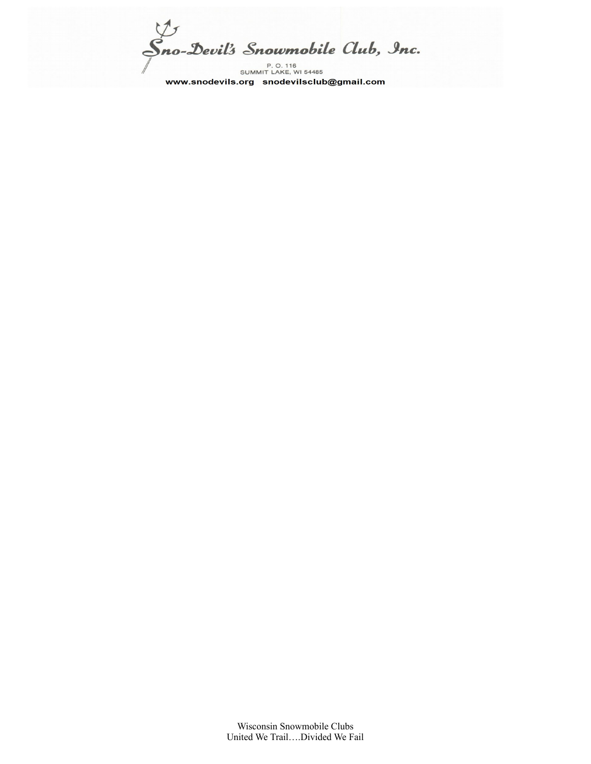# Sno-Devil's Snowmobile Club, Inc.

P. O. 116
SUMMIT LAKE, WI 54485

www.snodevils.org snodevilsclub@gmail.com

Wisconsin Snowmobile Clubs
United We Trail….Divided We Fail